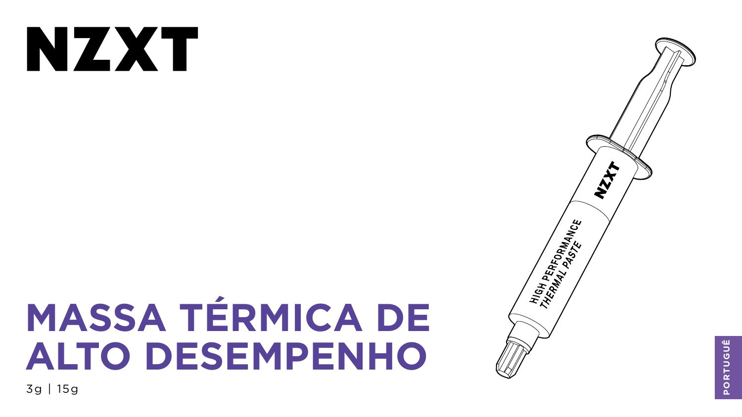NZXT

# MASSA TÉRMICA DE ALTO DESEMPENHO

3g | 15g

PORTUGUÊ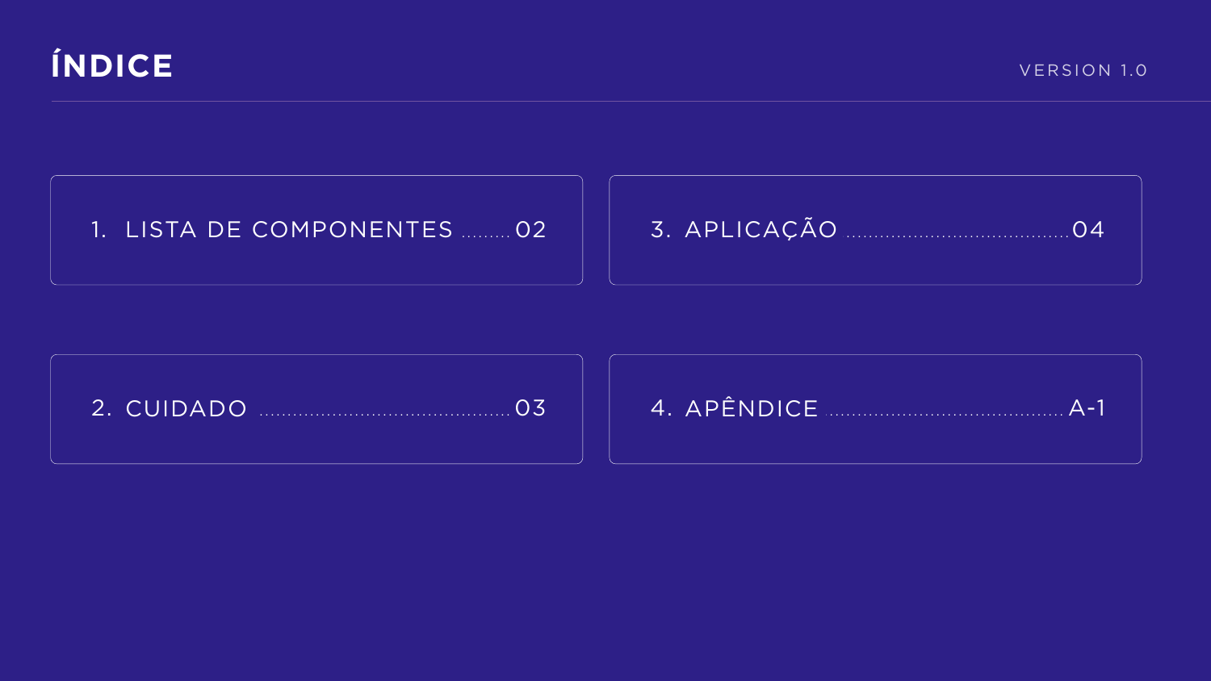# ÍNDICE

VERSION 1.0

1. LISTA DE COMPONENTES ......... 02
2. CUIDADO ......................................... 03
3. APLICAÇÃO ..................................... 04
4. APÊNDICE ....................................... A-1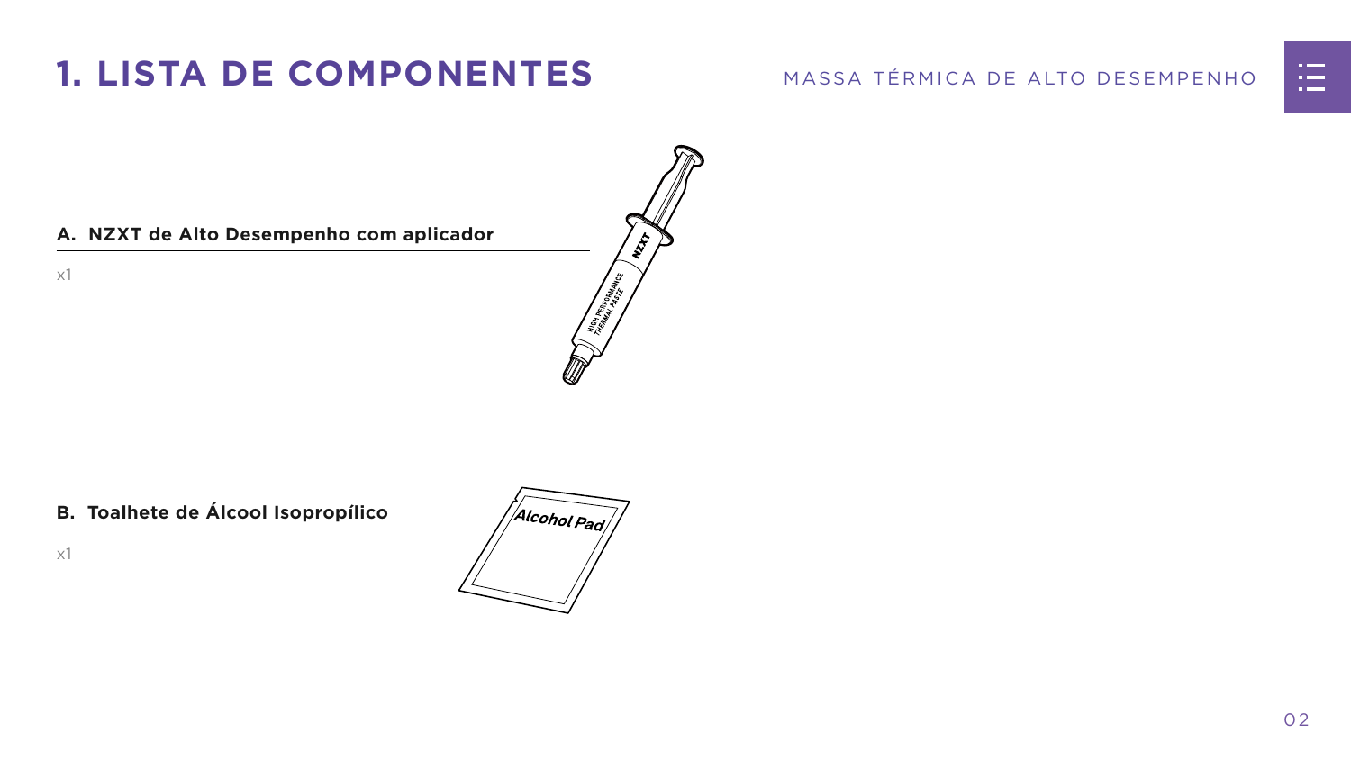# 1. LISTA DE COMPONENTES

**A. NZXT de Alto Desempenho com aplicador**

x1

**B. Toalhete de Álcool Isopropílico**

x1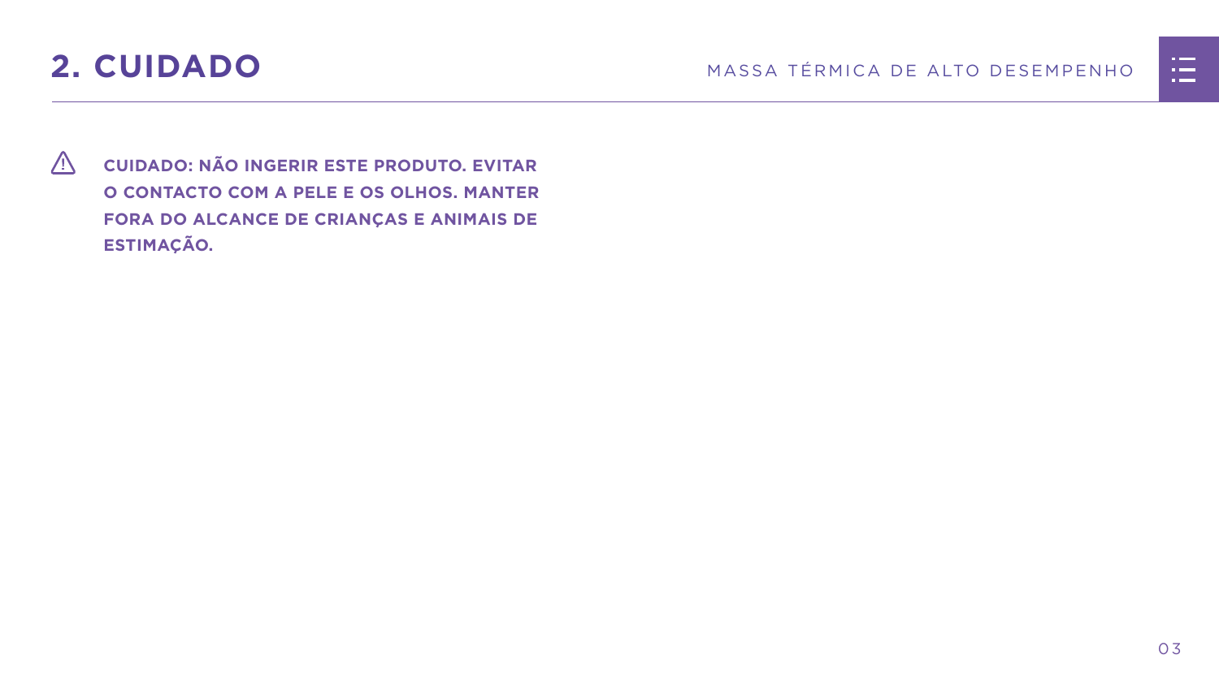## 2. CUIDADO

⚠ **CUIDADO: NÃO INGERIR ESTE PRODUTO. EVITAR O CONTACTO COM A PELE E OS OLHOS. MANTER FORA DO ALCANCE DE CRIANÇAS E ANIMAIS DE ESTIMAÇÃO.**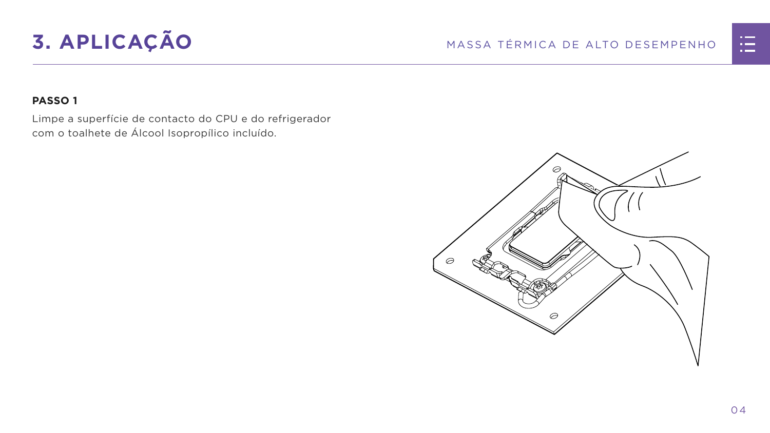# 3. APLICAÇÃO

**PASSO 1**

Limpe a superfície de contacto do CPU e do refrigerador com o toalhete de Álcool Isopropílico incluído.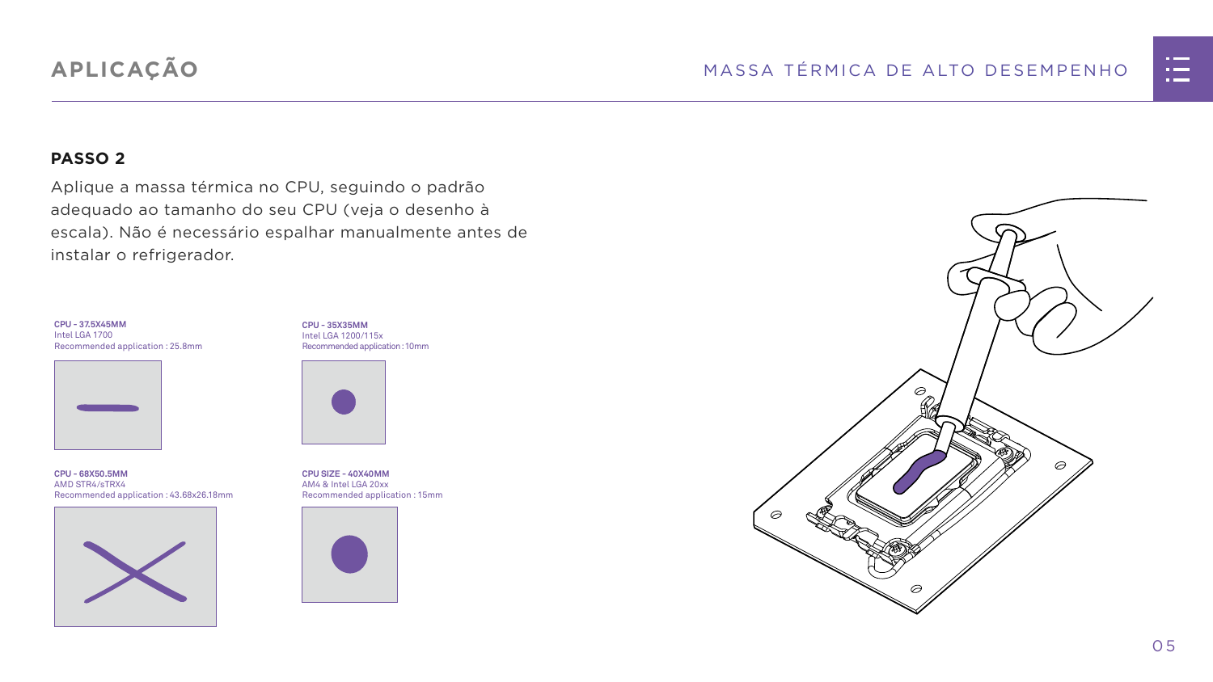## APLICAÇÃO

### PASSO 2

Aplique a massa térmica no CPU, seguindo o padrão adequado ao tamanho do seu CPU (veja o desenho à escala). Não é necessário espalhar manualmente antes de instalar o refrigerador.

**CPU - 37.5X45MM**
Intel LGA 1700
Recommended application : 25.8mm

**CPU - 35X35MM**
Intel LGA 1200/115x
Recommended application : 10mm

**CPU - 68X50.5MM**
AMD STR4/sTRX4
Recommended application : 43.68x26.18mm

**CPU SIZE - 40X40MM**
AM4 & Intel LGA 20xx
Recommended application : 15mm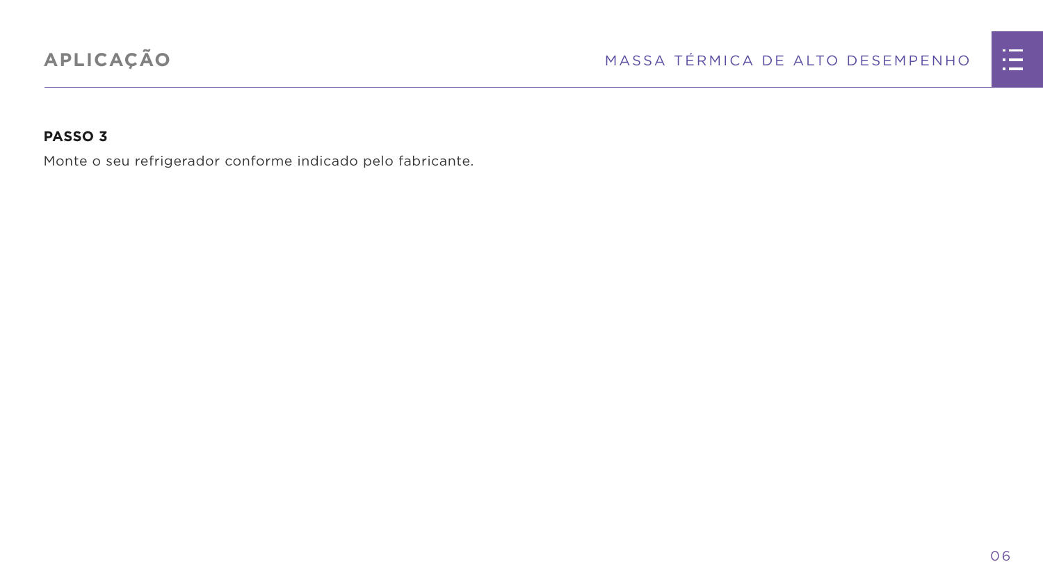**PASSO 3**

Monte o seu refrigerador conforme indicado pelo fabricante.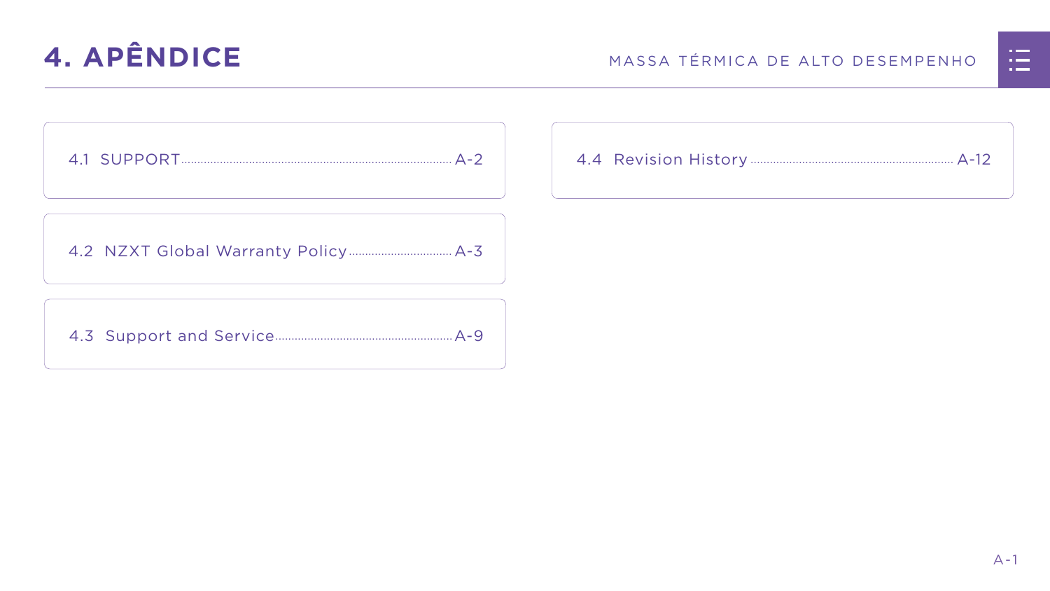# 4. APÊNDICE

- 4.1 SUPPORT ........ A-2
- 4.2 NZXT Global Warranty Policy ........ A-3
- 4.3 Support and Service ........ A-9
- 4.4 Revision History ........ A-12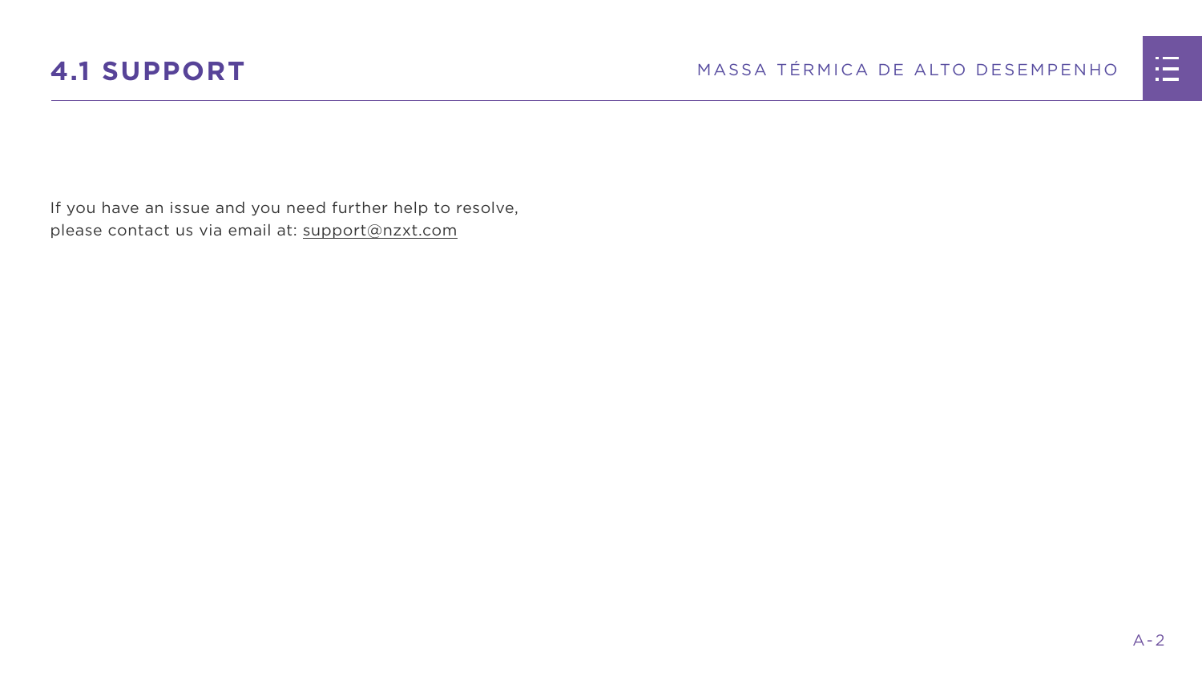# 4.1 SUPPORT

If you have an issue and you need further help to resolve, please contact us via email at: support@nzxt.com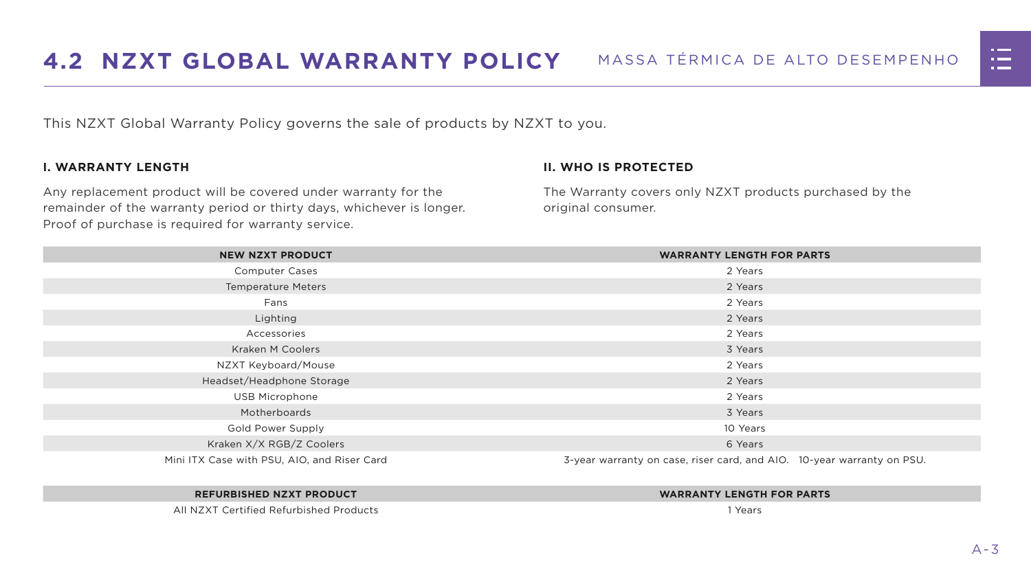## 4.2 NZXT GLOBAL WARRANTY POLICY

This NZXT Global Warranty Policy governs the sale of products by NZXT to you.

**I. WARRANTY LENGTH**

Any replacement product will be covered under warranty for the remainder of the warranty period or thirty days, whichever is longer. Proof of purchase is required for warranty service.

**II. WHO IS PROTECTED**

The Warranty covers only NZXT products purchased by the original consumer.

| NEW NZXT PRODUCT | WARRANTY LENGTH FOR PARTS |
|---|---|
| Computer Cases | 2 Years |
| Temperature Meters | 2 Years |
| Fans | 2 Years |
| Lighting | 2 Years |
| Accessories | 2 Years |
| Kraken M Coolers | 3 Years |
| NZXT Keyboard/Mouse | 2 Years |
| Headset/Headphone Storage | 2 Years |
| USB Microphone | 2 Years |
| Motherboards | 3 Years |
| Gold Power Supply | 10 Years |
| Kraken X/X RGB/Z Coolers | 6 Years |
| Mini ITX Case with PSU, AIO, and Riser Card | 3-year warranty on case, riser card, and AIO. 10-year warranty on PSU. |

| REFURBISHED NZXT PRODUCT | WARRANTY LENGTH FOR PARTS |
|---|---|
| All NZXT Certified Refurbished Products | 1 Years |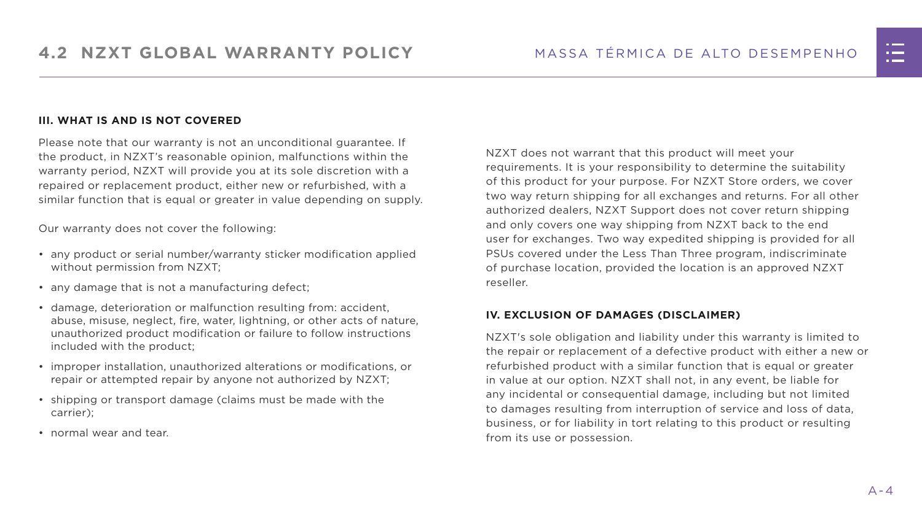## III. WHAT IS AND IS NOT COVERED

Please note that our warranty is not an unconditional guarantee. If the product, in NZXT's reasonable opinion, malfunctions within the warranty period, NZXT will provide you at its sole discretion with a repaired or replacement product, either new or refurbished, with a similar function that is equal or greater in value depending on supply.

Our warranty does not cover the following:

- any product or serial number/warranty sticker modification applied without permission from NZXT;
- any damage that is not a manufacturing defect;
- damage, deterioration or malfunction resulting from: accident, abuse, misuse, neglect, fire, water, lightning, or other acts of nature, unauthorized product modification or failure to follow instructions included with the product;
- improper installation, unauthorized alterations or modifications, or repair or attempted repair by anyone not authorized by NZXT;
- shipping or transport damage (claims must be made with the carrier);
- normal wear and tear.

NZXT does not warrant that this product will meet your requirements. It is your responsibility to determine the suitability of this product for your purpose. For NZXT Store orders, we cover two way return shipping for all exchanges and returns. For all other authorized dealers, NZXT Support does not cover return shipping and only covers one way shipping from NZXT back to the end user for exchanges. Two way expedited shipping is provided for all PSUs covered under the Less Than Three program, indiscriminate of purchase location, provided the location is an approved NZXT reseller.

## IV. EXCLUSION OF DAMAGES (DISCLAIMER)

NZXT's sole obligation and liability under this warranty is limited to the repair or replacement of a defective product with either a new or refurbished product with a similar function that is equal or greater in value at our option. NZXT shall not, in any event, be liable for any incidental or consequential damage, including but not limited to damages resulting from interruption of service and loss of data, business, or for liability in tort relating to this product or resulting from its use or possession.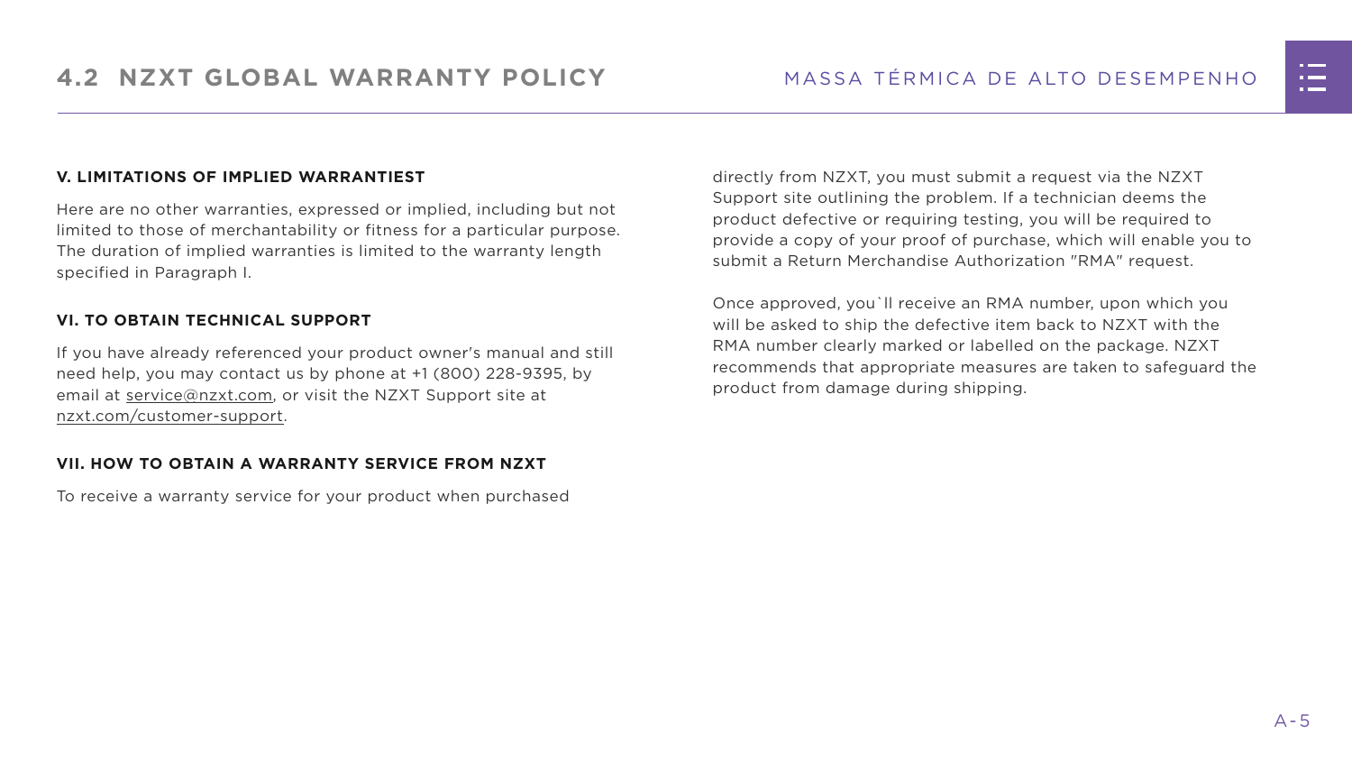### V. LIMITATIONS OF IMPLIED WARRANTIEST

Here are no other warranties, expressed or implied, including but not limited to those of merchantability or fitness for a particular purpose. The duration of implied warranties is limited to the warranty length specified in Paragraph I.

### VI. TO OBTAIN TECHNICAL SUPPORT

If you have already referenced your product owner's manual and still need help, you may contact us by phone at +1 (800) 228-9395, by email at service@nzxt.com, or visit the NZXT Support site at nzxt.com/customer-support.

### VII. HOW TO OBTAIN A WARRANTY SERVICE FROM NZXT

To receive a warranty service for your product when purchased directly from NZXT, you must submit a request via the NZXT Support site outlining the problem. If a technician deems the product defective or requiring testing, you will be required to provide a copy of your proof of purchase, which will enable you to submit a Return Merchandise Authorization "RMA" request.

Once approved, you`ll receive an RMA number, upon which you will be asked to ship the defective item back to NZXT with the RMA number clearly marked or labelled on the package. NZXT recommends that appropriate measures are taken to safeguard the product from damage during shipping.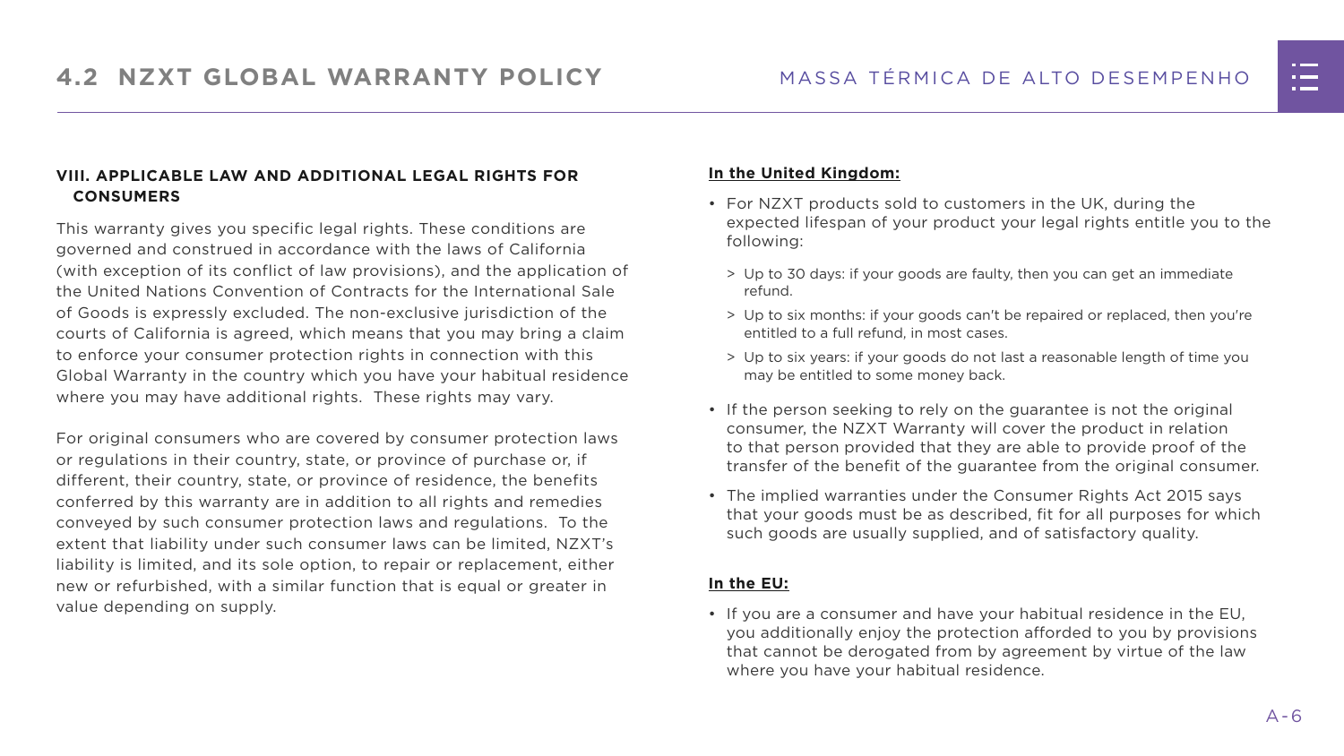### VIII. APPLICABLE LAW AND ADDITIONAL LEGAL RIGHTS FOR CONSUMERS

This warranty gives you specific legal rights. These conditions are governed and construed in accordance with the laws of California (with exception of its conflict of law provisions), and the application of the United Nations Convention of Contracts for the International Sale of Goods is expressly excluded. The non-exclusive jurisdiction of the courts of California is agreed, which means that you may bring a claim to enforce your consumer protection rights in connection with this Global Warranty in the country which you have your habitual residence where you may have additional rights. These rights may vary.

For original consumers who are covered by consumer protection laws or regulations in their country, state, or province of purchase or, if different, their country, state, or province of residence, the benefits conferred by this warranty are in addition to all rights and remedies conveyed by such consumer protection laws and regulations. To the extent that liability under such consumer laws can be limited, NZXT's liability is limited, and its sole option, to repair or replacement, either new or refurbished, with a similar function that is equal or greater in value depending on supply.

**In the United Kingdom:**

- For NZXT products sold to customers in the UK, during the expected lifespan of your product your legal rights entitle you to the following:
  - Up to 30 days: if your goods are faulty, then you can get an immediate refund.
  - Up to six months: if your goods can't be repaired or replaced, then you're entitled to a full refund, in most cases.
  - Up to six years: if your goods do not last a reasonable length of time you may be entitled to some money back.
- If the person seeking to rely on the guarantee is not the original consumer, the NZXT Warranty will cover the product in relation to that person provided that they are able to provide proof of the transfer of the benefit of the guarantee from the original consumer.
- The implied warranties under the Consumer Rights Act 2015 says that your goods must be as described, fit for all purposes for which such goods are usually supplied, and of satisfactory quality.

**In the EU:**

- If you are a consumer and have your habitual residence in the EU, you additionally enjoy the protection afforded to you by provisions that cannot be derogated from by agreement by virtue of the law where you have your habitual residence.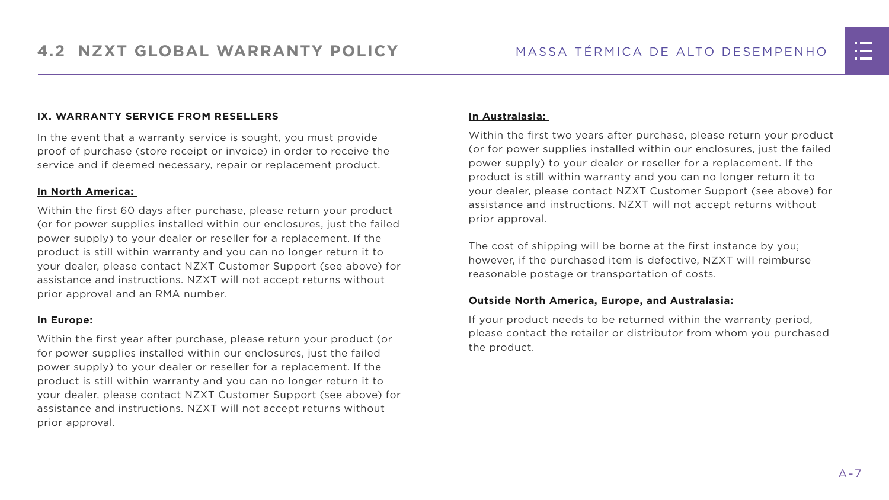## IX. WARRANTY SERVICE FROM RESELLERS

In the event that a warranty service is sought, you must provide proof of purchase (store receipt or invoice) in order to receive the service and if deemed necessary, repair or replacement product.

**In North America:**

Within the first 60 days after purchase, please return your product (or for power supplies installed within our enclosures, just the failed power supply) to your dealer or reseller for a replacement. If the product is still within warranty and you can no longer return it to your dealer, please contact NZXT Customer Support (see above) for assistance and instructions. NZXT will not accept returns without prior approval and an RMA number.

**In Europe:**

Within the first year after purchase, please return your product (or for power supplies installed within our enclosures, just the failed power supply) to your dealer or reseller for a replacement. If the product is still within warranty and you can no longer return it to your dealer, please contact NZXT Customer Support (see above) for assistance and instructions. NZXT will not accept returns without prior approval.

**In Australasia:**

Within the first two years after purchase, please return your product (or for power supplies installed within our enclosures, just the failed power supply) to your dealer or reseller for a replacement. If the product is still within warranty and you can no longer return it to your dealer, please contact NZXT Customer Support (see above) for assistance and instructions. NZXT will not accept returns without prior approval.

The cost of shipping will be borne at the first instance by you; however, if the purchased item is defective, NZXT will reimburse reasonable postage or transportation of costs.

**Outside North America, Europe, and Australasia:**

If your product needs to be returned within the warranty period, please contact the retailer or distributor from whom you purchased the product.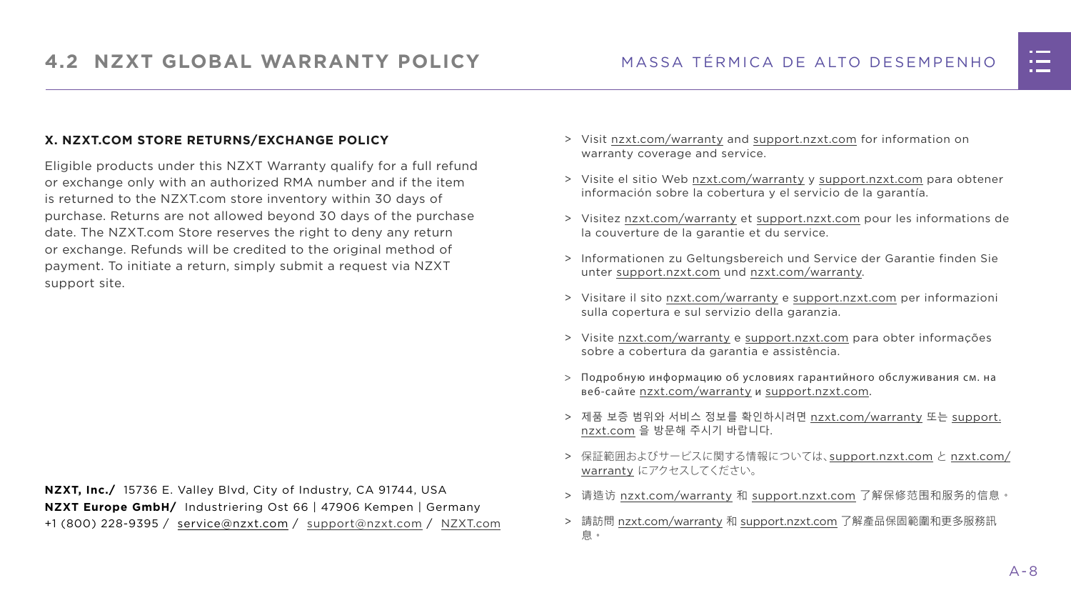## 4.2 NZXT GLOBAL WARRANTY POLICY

### X. NZXT.COM STORE RETURNS/EXCHANGE POLICY

Eligible products under this NZXT Warranty qualify for a full refund or exchange only with an authorized RMA number and if the item is returned to the NZXT.com store inventory within 30 days of purchase. Returns are not allowed beyond 30 days of the purchase date. The NZXT.com Store reserves the right to deny any return or exchange. Refunds will be credited to the original method of payment. To initiate a return, simply submit a request via NZXT support site.

**NZXT, Inc./** 15736 E. Valley Blvd, City of Industry, CA 91744, USA
**NZXT Europe GmbH/** Industriering Ost 66 | 47906 Kempen | Germany
+1 (800) 228-9395 / service@nzxt.com / support@nzxt.com / NZXT.com

- Visit nzxt.com/warranty and support.nzxt.com for information on warranty coverage and service.
- Visite el sitio Web nzxt.com/warranty y support.nzxt.com para obtener información sobre la cobertura y el servicio de la garantía.
- Visitez nzxt.com/warranty et support.nzxt.com pour les informations de la couverture de la garantie et du service.
- Informationen zu Geltungsbereich und Service der Garantie finden Sie unter support.nzxt.com und nzxt.com/warranty.
- Visitare il sito nzxt.com/warranty e support.nzxt.com per informazioni sulla copertura e sul servizio della garanzia.
- Visite nzxt.com/warranty e support.nzxt.com para obter informações sobre a cobertura da garantia e assistência.
- Подробную информацию об условиях гарантийного обслуживания см. на веб-сайте nzxt.com/warranty и support.nzxt.com.
- 제품 보증 범위와 서비스 정보를 확인하시려면 nzxt.com/warranty 또는 support.nzxt.com 을 방문해 주시기 바랍니다.
- 保証範囲およびサービスに関する情報については、support.nzxt.com と nzxt.com/warranty にアクセスしてください。
- 请造访 nzxt.com/warranty 和 support.nzxt.com 了解保修范围和服务的信息。
- 請訪問 nzxt.com/warranty 和 support.nzxt.com 了解產品保固範圍和更多服務訊息。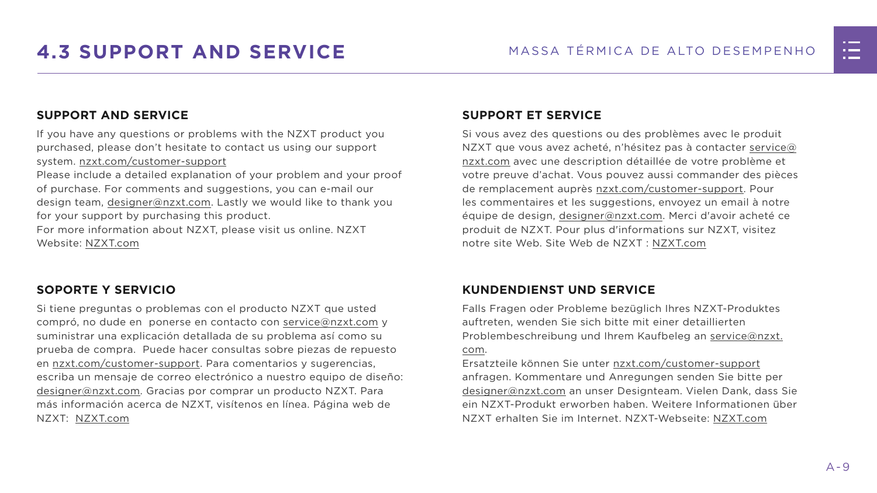# 4.3 SUPPORT AND SERVICE

## SUPPORT AND SERVICE

If you have any questions or problems with the NZXT product you purchased, please don't hesitate to contact us using our support system. nzxt.com/customer-support
Please include a detailed explanation of your problem and your proof of purchase. For comments and suggestions, you can e-mail our design team, designer@nzxt.com. Lastly we would like to thank you for your support by purchasing this product.
For more information about NZXT, please visit us online. NZXT Website: NZXT.com

## SUPPORT ET SERVICE

Si vous avez des questions ou des problèmes avec le produit NZXT que vous avez acheté, n'hésitez pas à contacter service@nzxt.com avec une description détaillée de votre problème et votre preuve d'achat. Vous pouvez aussi commander des pièces de remplacement auprès nzxt.com/customer-support. Pour les commentaires et les suggestions, envoyez un email à notre équipe de design, designer@nzxt.com. Merci d'avoir acheté ce produit de NZXT. Pour plus d'informations sur NZXT, visitez notre site Web. Site Web de NZXT : NZXT.com

## SOPORTE Y SERVICIO

Si tiene preguntas o problemas con el producto NZXT que usted compró, no dude en ponerse en contacto con service@nzxt.com y suministrar una explicación detallada de su problema así como su prueba de compra. Puede hacer consultas sobre piezas de repuesto en nzxt.com/customer-support. Para comentarios y sugerencias, escriba un mensaje de correo electrónico a nuestro equipo de diseño: designer@nzxt.com. Gracias por comprar un producto NZXT. Para más información acerca de NZXT, visítenos en línea. Página web de NZXT: NZXT.com

## KUNDENDIENST UND SERVICE

Falls Fragen oder Probleme bezüglich Ihres NZXT-Produktes auftreten, wenden Sie sich bitte mit einer detaillierten Problembeschreibung und Ihrem Kaufbeleg an service@nzxt.com.
Ersatzteile können Sie unter nzxt.com/customer-support anfragen. Kommentare und Anregungen senden Sie bitte per designer@nzxt.com an unser Designteam. Vielen Dank, dass Sie ein NZXT-Produkt erworben haben. Weitere Informationen über NZXT erhalten Sie im Internet. NZXT-Webseite: NZXT.com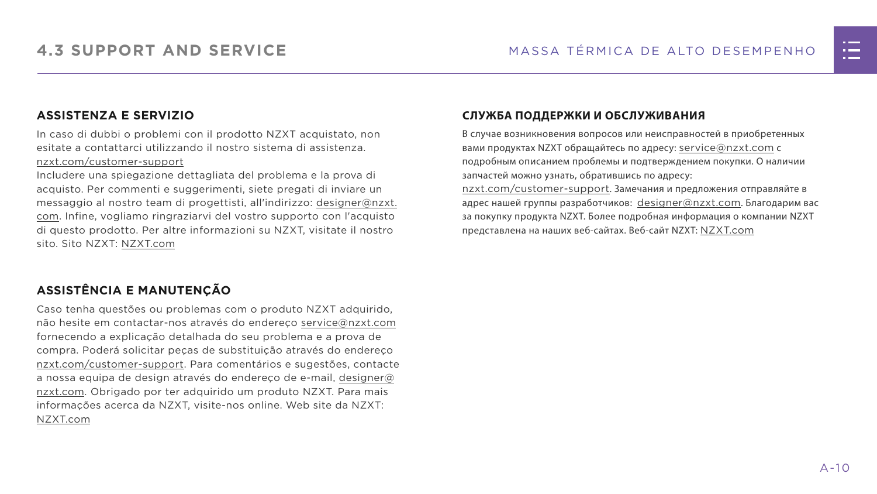## ASSISTENZA E SERVIZIO

In caso di dubbi o problemi con il prodotto NZXT acquistato, non esitate a contattarci utilizzando il nostro sistema di assistenza. nzxt.com/customer-support
Includere una spiegazione dettagliata del problema e la prova di acquisto. Per commenti e suggerimenti, siete pregati di inviare un messaggio al nostro team di progettisti, all'indirizzo: designer@nzxt.com. Infine, vogliamo ringraziarvi del vostro supporto con l'acquisto di questo prodotto. Per altre informazioni su NZXT, visitate il nostro sito. Sito NZXT: NZXT.com

## ASSISTÊNCIA E MANUTENÇÃO

Caso tenha questões ou problemas com o produto NZXT adquirido, não hesite em contactar-nos através do endereço service@nzxt.com fornecendo a explicação detalhada do seu problema e a prova de compra. Poderá solicitar peças de substituição através do endereço nzxt.com/customer-support. Para comentários e sugestões, contacte a nossa equipa de design através do endereço de e-mail, designer@nzxt.com. Obrigado por ter adquirido um produto NZXT. Para mais informações acerca da NZXT, visite-nos online. Web site da NZXT: NZXT.com

## СЛУЖБА ПОДДЕРЖКИ И ОБСЛУЖИВАНИЯ

В случае возникновения вопросов или неисправностей в приобретенных вами продуктах NZXT обращайтесь по адресу: service@nzxt.com с подробным описанием проблемы и подтверждением покупки. О наличии запчастей можно узнать, обратившись по адресу: nzxt.com/customer-support. Замечания и предложения отправляйте в адрес нашей группы разработчиков: designer@nzxt.com. Благодарим вас за покупку продукта NZXT. Более подробная информация о компании NZXT представлена на наших веб-сайтах. Веб-сайт NZXT: NZXT.com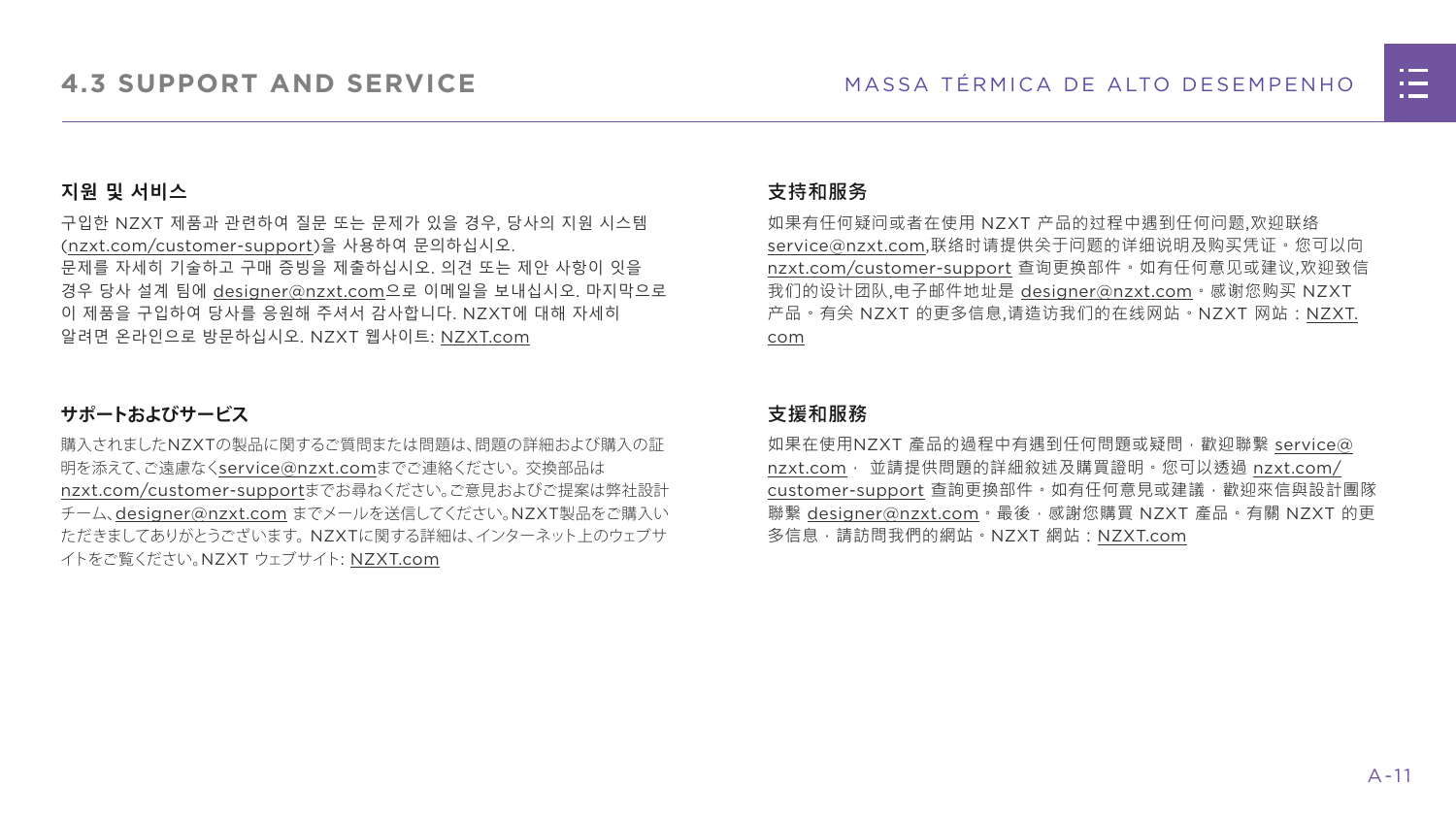# 4.3 SUPPORT AND SERVICE

## 지원 및 서비스

구입한 NZXT 제품과 관련하여 질문 또는 문제가 있을 경우, 당사의 지원 시스템 (nzxt.com/customer-support)을 사용하여 문의하십시오. 문제를 자세히 기술하고 구매 증빙을 제출하십시오. 의견 또는 제안 사항이 잇을 경우 당사 설계 팀에 designer@nzxt.com으로 이메일을 보내십시오. 마지막으로 이 제품을 구입하여 당사를 응원해 주셔서 감사합니다. NZXT에 대해 자세히 알려면 온라인으로 방문하십시오. NZXT 웹사이트: NZXT.com

## サポートおよびサービス

購入されましたNZXTの製品に関するご質問または問題は、問題の詳細および購入の証明を添えて、ご遠慮なくservice@nzxt.comまでご連絡ください。交換部品はnzxt.com/customer-supportまでお尋ねください。ご意見およびご提案は弊社設計チーム、designer@nzxt.com までメールを送信してください。NZXT製品をご購入いただきましてありがとうございます。NZXTに関する詳細は、インターネット上のウェブサイトをご覧ください。NZXT ウェブサイト: NZXT.com

## 支持和服务

如果有任何疑问或者在使用 NZXT 产品的过程中遇到任何问题,欢迎联络 service@nzxt.com,联络时请提供关于问题的详细说明及购买凭证。您可以向 nzxt.com/customer-support 查询更换部件。如有任何意见或建议,欢迎致信我们的设计团队,电子邮件地址是 designer@nzxt.com。感谢您购买 NZXT 产品。有关 NZXT 的更多信息,请造访我们的在线网站。NZXT 网站：NZXT.com

## 支援和服務

如果在使用NZXT 產品的過程中有遇到任何問題或疑問，歡迎聯繫 service@nzxt.com， 並請提供問題的詳細敘述及購買證明。您可以透過 nzxt.com/customer-support 查詢更換部件。如有任何意見或建議，歡迎來信與設計團隊聯繫 designer@nzxt.com。最後，感謝您購買 NZXT 產品。有關 NZXT 的更多信息，請訪問我們的網站。NZXT 網站：NZXT.com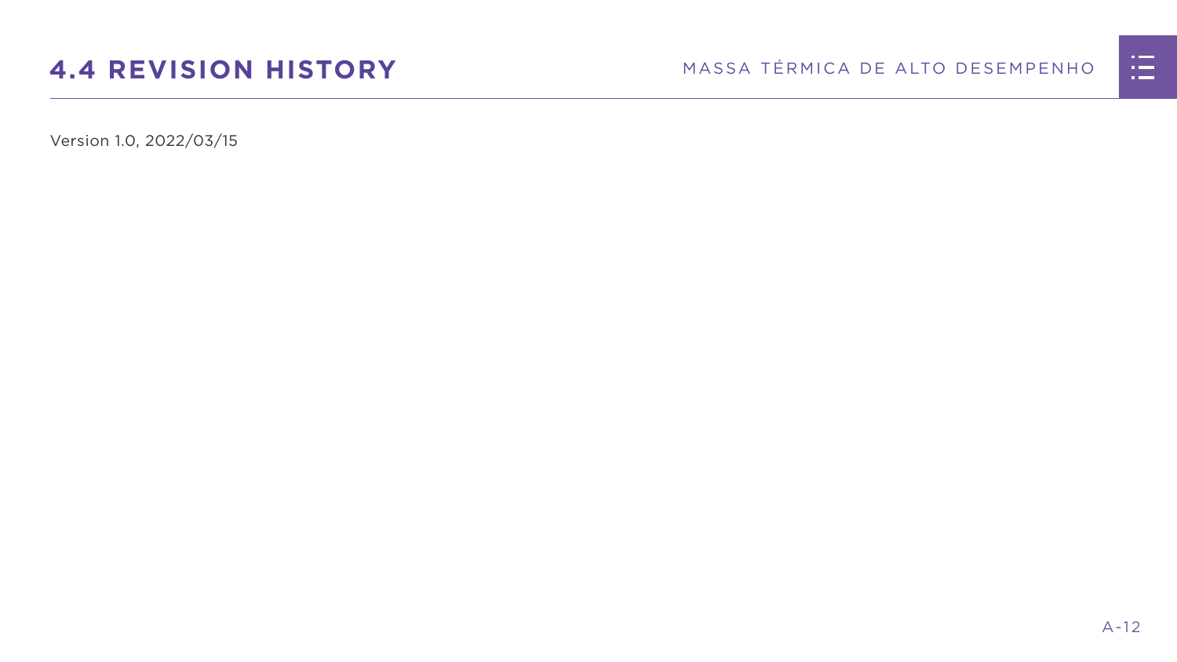## 4.4 REVISION HISTORY

Version 1.0, 2022/03/15